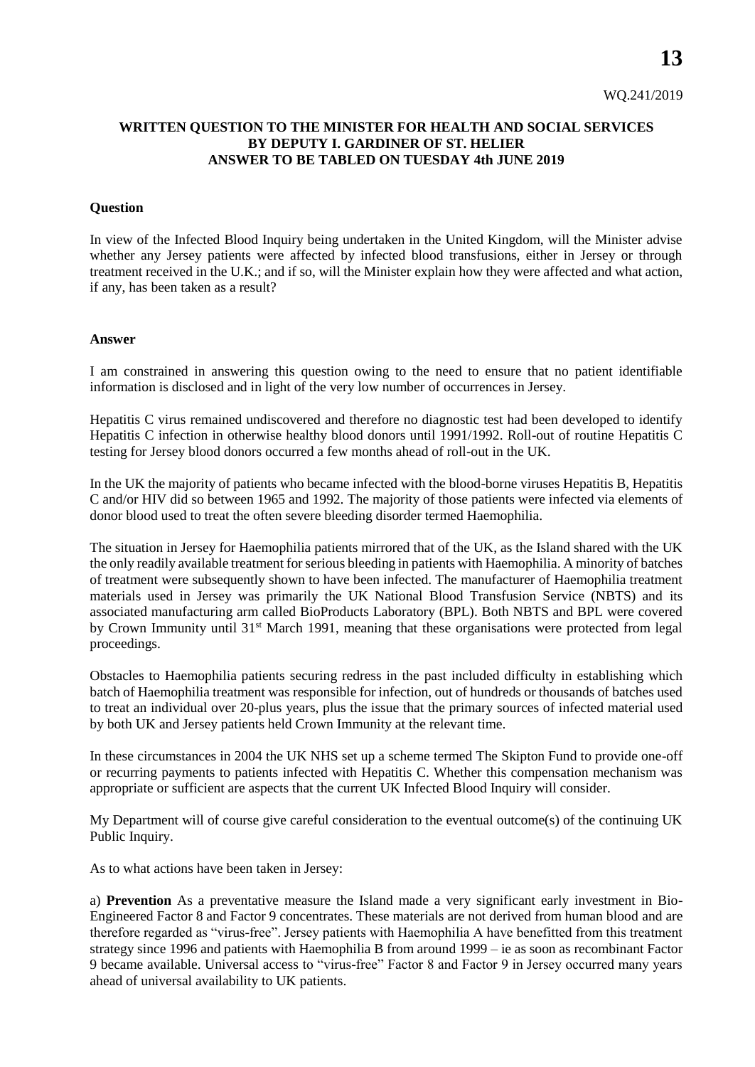WQ.241/2019

**WRITTEN QUESTION TO THE MINISTER FOR HEALTH AND SOCIAL SERVICES BY DEPUTY I. GARDINER OF ST. HELIER ANSWER TO BE TABLED ON TUESDAY 4th JUNE 2019**

**Question**

In view of the Infected Blood Inquiry being undertaken in the United Kingdom, will the Minister advise whether any Jersey patients were affected by infected blood transfusions, either in Jersey or through treatment received in the U.K.; and if so, will the Minister explain how they were affected and what action, if any, has been taken as a result?

**Answer**

I am constrained in answering this question owing to the need to ensure that no patient identifiable information is disclosed and in light of the very low number of occurrences in Jersey.

Hepatitis C virus remained undiscovered and therefore no diagnostic test had been developed to identify Hepatitis C infection in otherwise healthy blood donors until 1991/1992. Roll-out of routine Hepatitis C testing for Jersey blood donors occurred a few months ahead of roll-out in the UK.

In the UK the majority of patients who became infected with the blood-borne viruses Hepatitis B, Hepatitis C and/or HIV did so between 1965 and 1992. The majority of those patients were infected via elements of donor blood used to treat the often severe bleeding disorder termed Haemophilia.

The situation in Jersey for Haemophilia patients mirrored that of the UK, as the Island shared with the UK the only readily available treatment for serious bleeding in patients with Haemophilia. A minority of batches of treatment were subsequently shown to have been infected. The manufacturer of Haemophilia treatment materials used in Jersey was primarily the UK National Blood Transfusion Service (NBTS) and its associated manufacturing arm called BioProducts Laboratory (BPL). Both NBTS and BPL were covered by Crown Immunity until 31st March 1991, meaning that these organisations were protected from legal proceedings.

Obstacles to Haemophilia patients securing redress in the past included difficulty in establishing which batch of Haemophilia treatment was responsible for infection, out of hundreds or thousands of batches used to treat an individual over 20-plus years, plus the issue that the primary sources of infected material used by both UK and Jersey patients held Crown Immunity at the relevant time.

In these circumstances in 2004 the UK NHS set up a scheme termed The Skipton Fund to provide one-off or recurring payments to patients infected with Hepatitis C. Whether this compensation mechanism was appropriate or sufficient are aspects that the current UK Infected Blood Inquiry will consider.

My Department will of course give careful consideration to the eventual outcome(s) of the continuing UK Public Inquiry.

As to what actions have been taken in Jersey:

a) **Prevention** As a preventative measure the Island made a very significant early investment in Bio-Engineered Factor 8 and Factor 9 concentrates. These materials are not derived from human blood and are therefore regarded as "virus-free". Jersey patients with Haemophilia A have benefitted from this treatment strategy since 1996 and patients with Haemophilia B from around 1999 – ie as soon as recombinant Factor 9 became available. Universal access to "virus-free" Factor 8 and Factor 9 in Jersey occurred many years ahead of universal availability to UK patients.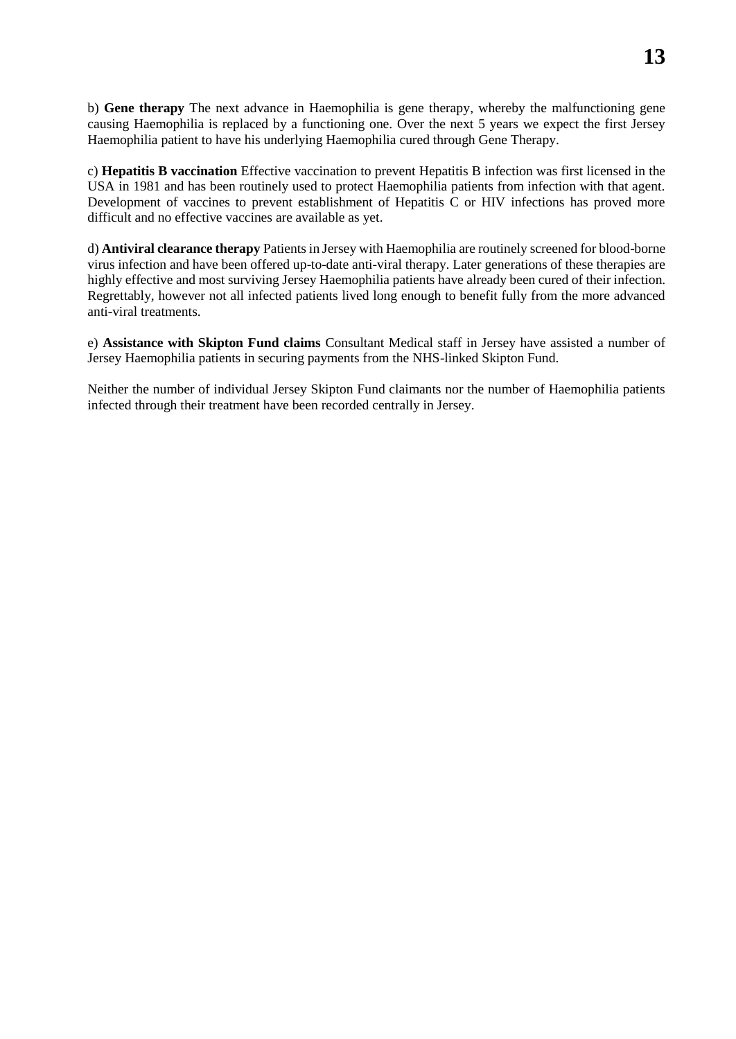b) **Gene therapy** The next advance in Haemophilia is gene therapy, whereby the malfunctioning gene causing Haemophilia is replaced by a functioning one. Over the next 5 years we expect the first Jersey Haemophilia patient to have his underlying Haemophilia cured through Gene Therapy.

c) **Hepatitis B vaccination** Effective vaccination to prevent Hepatitis B infection was first licensed in the USA in 1981 and has been routinely used to protect Haemophilia patients from infection with that agent. Development of vaccines to prevent establishment of Hepatitis C or HIV infections has proved more difficult and no effective vaccines are available as yet.

d) **Antiviral clearance therapy** Patients in Jersey with Haemophilia are routinely screened for blood-borne virus infection and have been offered up-to-date anti-viral therapy. Later generations of these therapies are highly effective and most surviving Jersey Haemophilia patients have already been cured of their infection. Regrettably, however not all infected patients lived long enough to benefit fully from the more advanced anti-viral treatments.

e) **Assistance with Skipton Fund claims** Consultant Medical staff in Jersey have assisted a number of Jersey Haemophilia patients in securing payments from the NHS-linked Skipton Fund.

Neither the number of individual Jersey Skipton Fund claimants nor the number of Haemophilia patients infected through their treatment have been recorded centrally in Jersey.